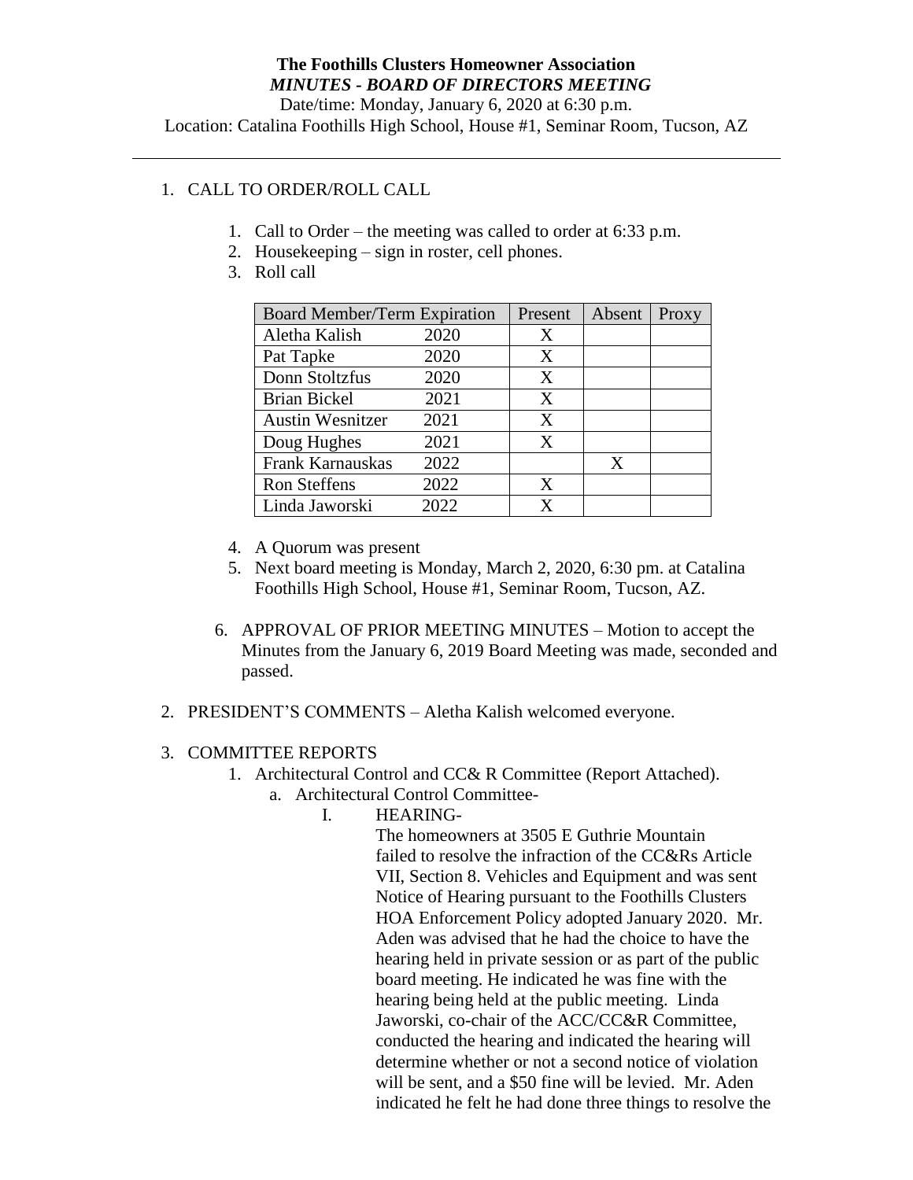**The Foothills Clusters Homeowner Association**

***MINUTES - BOARD OF DIRECTORS MEETING***

Date/time: Monday, January 6, 2020 at 6:30 p.m.

Location: Catalina Foothills High School, House #1, Seminar Room, Tucson, AZ

---

1. CALL TO ORDER/ROLL CALL

    1. Call to Order – the meeting was called to order at 6:33 p.m.
    2. Housekeeping – sign in roster, cell phones.
    3. Roll call

| Board Member/Term Expiration | | Present | Absent | Proxy |
|---|---|---|---|---|
| Aletha Kalish | 2020 | X | | |
| Pat Tapke | 2020 | X | | |
| Donn Stoltzfus | 2020 | X | | |
| Brian Bickel | 2021 | X | | |
| Austin Wesnitzer | 2021 | X | | |
| Doug Hughes | 2021 | X | | |
| Frank Karnauskas | 2022 | | X | |
| Ron Steffens | 2022 | X | | |
| Linda Jaworski | 2022 | X | | |

    4. A Quorum was present
    5. Next board meeting is Monday, March 2, 2020, 6:30 pm. at Catalina Foothills High School, House #1, Seminar Room, Tucson, AZ.
    6. APPROVAL OF PRIOR MEETING MINUTES – Motion to accept the Minutes from the January 6, 2019 Board Meeting was made, seconded and passed.

2. PRESIDENT'S COMMENTS – Aletha Kalish welcomed everyone.

3. COMMITTEE REPORTS
    1. Architectural Control and CC& R Committee (Report Attached).
        a. Architectural Control Committee-
            I. HEARING-
            The homeowners at 3505 E Guthrie Mountain failed to resolve the infraction of the CC&Rs Article VII, Section 8. Vehicles and Equipment and was sent Notice of Hearing pursuant to the Foothills Clusters HOA Enforcement Policy adopted January 2020. Mr. Aden was advised that he had the choice to have the hearing held in private session or as part of the public board meeting. He indicated he was fine with the hearing being held at the public meeting. Linda Jaworski, co-chair of the ACC/CC&R Committee, conducted the hearing and indicated the hearing will determine whether or not a second notice of violation will be sent, and a $50 fine will be levied. Mr. Aden indicated he felt he had done three things to resolve the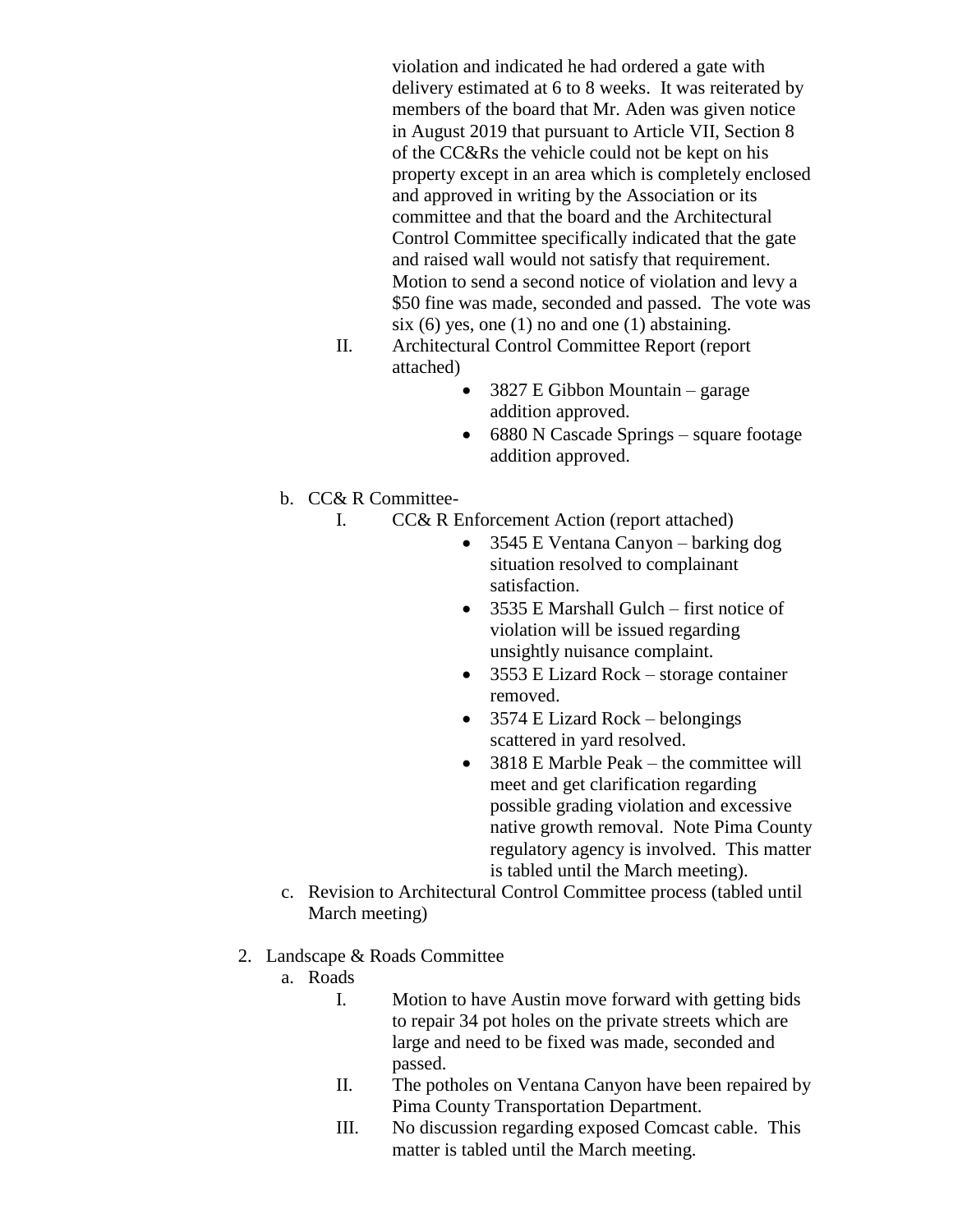violation and indicated he had ordered a gate with delivery estimated at 6 to 8 weeks. It was reiterated by members of the board that Mr. Aden was given notice in August 2019 that pursuant to Article VII, Section 8 of the CC&Rs the vehicle could not be kept on his property except in an area which is completely enclosed and approved in writing by the Association or its committee and that the board and the Architectural Control Committee specifically indicated that the gate and raised wall would not satisfy that requirement. Motion to send a second notice of violation and levy a $50 fine was made, seconded and passed. The vote was six (6) yes, one (1) no and one (1) abstaining.

II. Architectural Control Committee Report (report attached)
- 3827 E Gibbon Mountain – garage addition approved.
- 6880 N Cascade Springs – square footage addition approved.

b. CC& R Committee-

I. CC& R Enforcement Action (report attached)
- 3545 E Ventana Canyon – barking dog situation resolved to complainant satisfaction.
- 3535 E Marshall Gulch – first notice of violation will be issued regarding unsightly nuisance complaint.
- 3553 E Lizard Rock – storage container removed.
- 3574 E Lizard Rock – belongings scattered in yard resolved.
- 3818 E Marble Peak – the committee will meet and get clarification regarding possible grading violation and excessive native growth removal. Note Pima County regulatory agency is involved. This matter is tabled until the March meeting).

c. Revision to Architectural Control Committee process (tabled until March meeting)

2. Landscape & Roads Committee

a. Roads

I. Motion to have Austin move forward with getting bids to repair 34 pot holes on the private streets which are large and need to be fixed was made, seconded and passed.

II. The potholes on Ventana Canyon have been repaired by Pima County Transportation Department.

III. No discussion regarding exposed Comcast cable. This matter is tabled until the March meeting.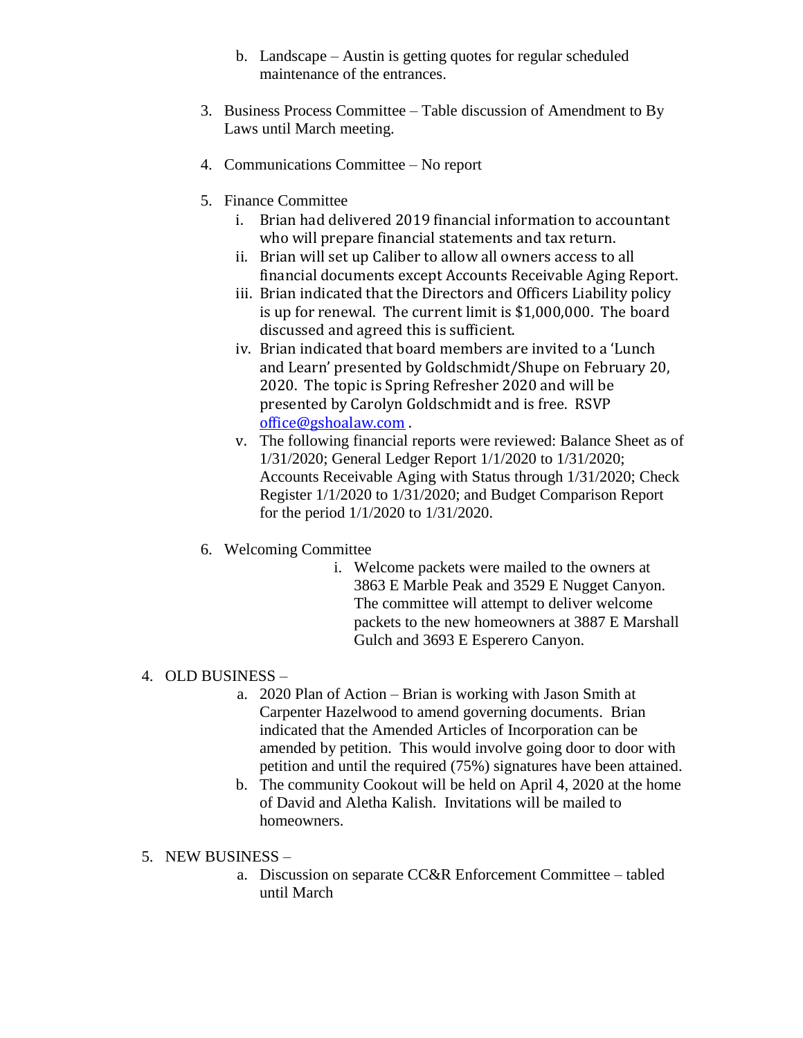b. Landscape – Austin is getting quotes for regular scheduled maintenance of the entrances.

3. Business Process Committee – Table discussion of Amendment to By Laws until March meeting.

4. Communications Committee – No report

5. Finance Committee
   - i. Brian had delivered 2019 financial information to accountant who will prepare financial statements and tax return.
   - ii. Brian will set up Caliber to allow all owners access to all financial documents except Accounts Receivable Aging Report.
   - iii. Brian indicated that the Directors and Officers Liability policy is up for renewal. The current limit is $1,000,000. The board discussed and agreed this is sufficient.
   - iv. Brian indicated that board members are invited to a 'Lunch and Learn' presented by Goldschmidt/Shupe on February 20, 2020. The topic is Spring Refresher 2020 and will be presented by Carolyn Goldschmidt and is free. RSVP office@gshoalaw.com .
   - v. The following financial reports were reviewed: Balance Sheet as of 1/31/2020; General Ledger Report 1/1/2020 to 1/31/2020; Accounts Receivable Aging with Status through 1/31/2020; Check Register 1/1/2020 to 1/31/2020; and Budget Comparison Report for the period 1/1/2020 to 1/31/2020.

6. Welcoming Committee
   - i. Welcome packets were mailed to the owners at 3863 E Marble Peak and 3529 E Nugget Canyon. The committee will attempt to deliver welcome packets to the new homeowners at 3887 E Marshall Gulch and 3693 E Esperero Canyon.

4. OLD BUSINESS –
   - a. 2020 Plan of Action – Brian is working with Jason Smith at Carpenter Hazelwood to amend governing documents. Brian indicated that the Amended Articles of Incorporation can be amended by petition. This would involve going door to door with petition and until the required (75%) signatures have been attained.
   - b. The community Cookout will be held on April 4, 2020 at the home of David and Aletha Kalish. Invitations will be mailed to homeowners.

5. NEW BUSINESS –
   - a. Discussion on separate CC&R Enforcement Committee – tabled until March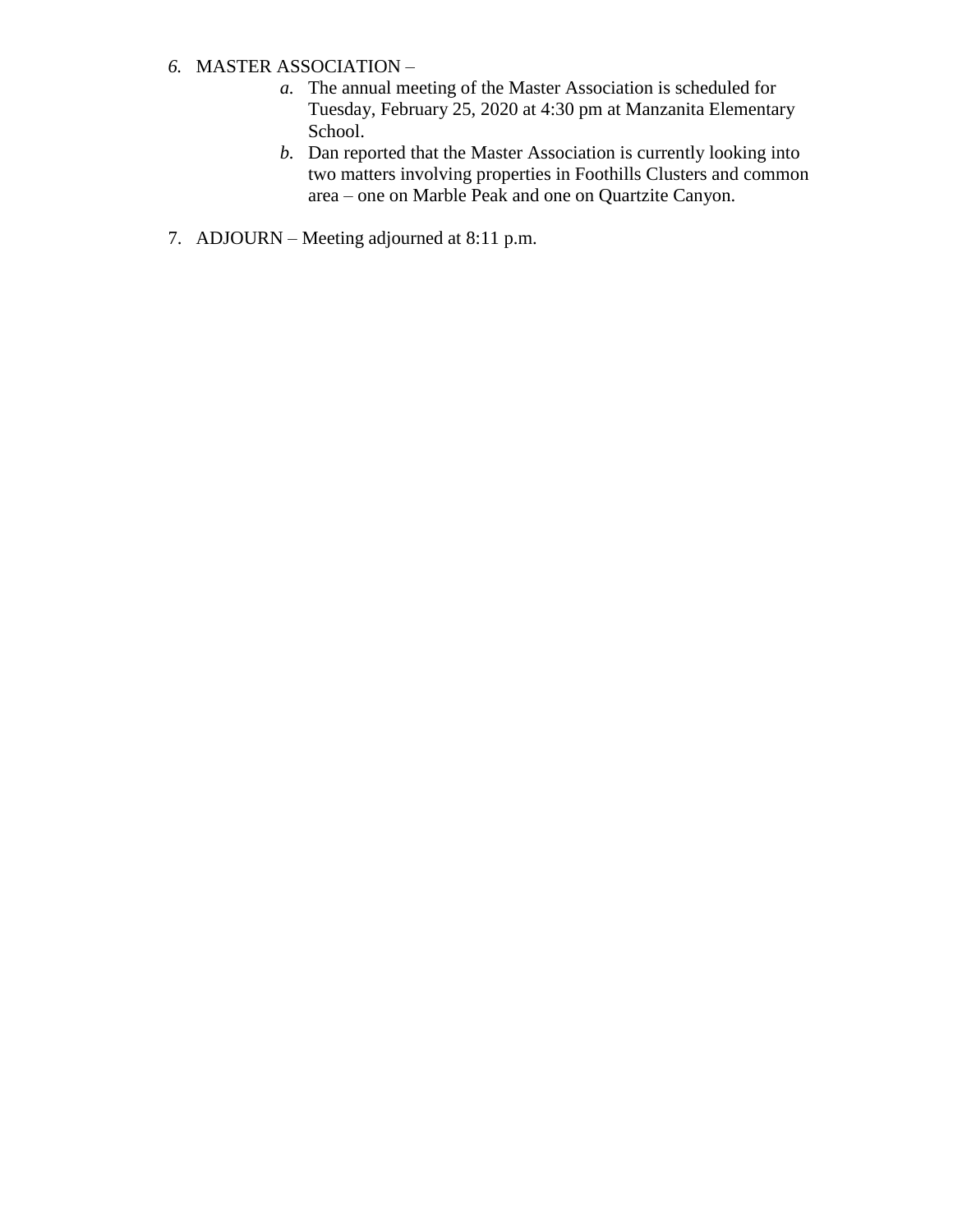6. MASTER ASSOCIATION –
   a. The annual meeting of the Master Association is scheduled for Tuesday, February 25, 2020 at 4:30 pm at Manzanita Elementary School.
   b. Dan reported that the Master Association is currently looking into two matters involving properties in Foothills Clusters and common area – one on Marble Peak and one on Quartzite Canyon.

7. ADJOURN – Meeting adjourned at 8:11 p.m.